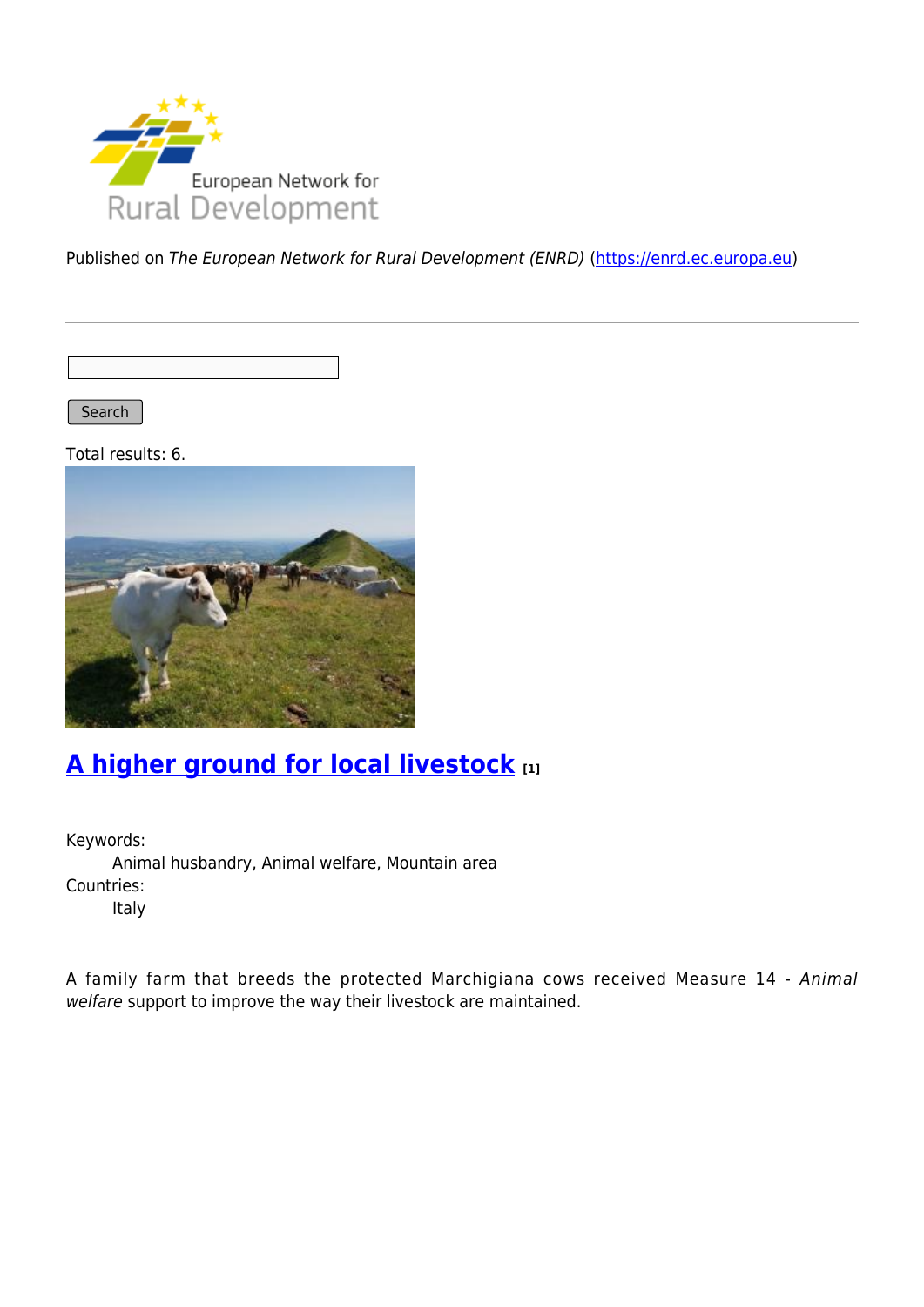Published on *The European Network for Rural Development (ENRD)* (https://enrd.ec.europa.eu)

Search

Total results: 6.

## A higher ground for local livestock [1]

Keywords:
Animal husbandry, Animal welfare, Mountain area
Countries:
Italy

A family farm that breeds the protected Marchigiana cows received Measure 14 - *Animal welfare* support to improve the way their livestock are maintained.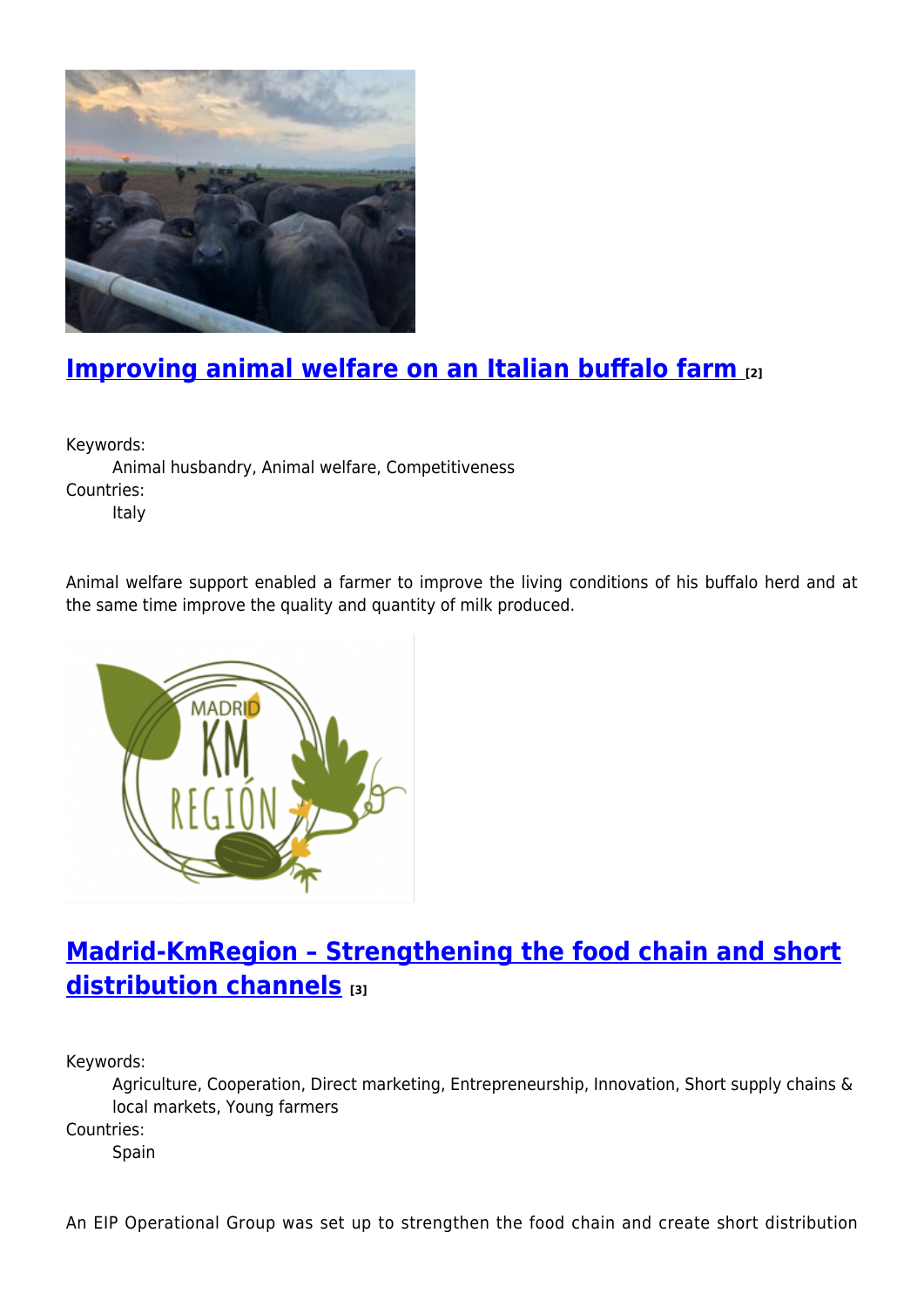## [Improving animal welfare on an Italian buffalo farm](#) [2]

Keywords:
  Animal husbandry, Animal welfare, Competitiveness
Countries:
  Italy

Animal welfare support enabled a farmer to improve the living conditions of his buffalo herd and at the same time improve the quality and quantity of milk produced.

## [Madrid-KmRegion – Strengthening the food chain and short distribution channels](#) [3]

Keywords:
  Agriculture, Cooperation, Direct marketing, Entrepreneurship, Innovation, Short supply chains & local markets, Young farmers
Countries:
  Spain

An EIP Operational Group was set up to strengthen the food chain and create short distribution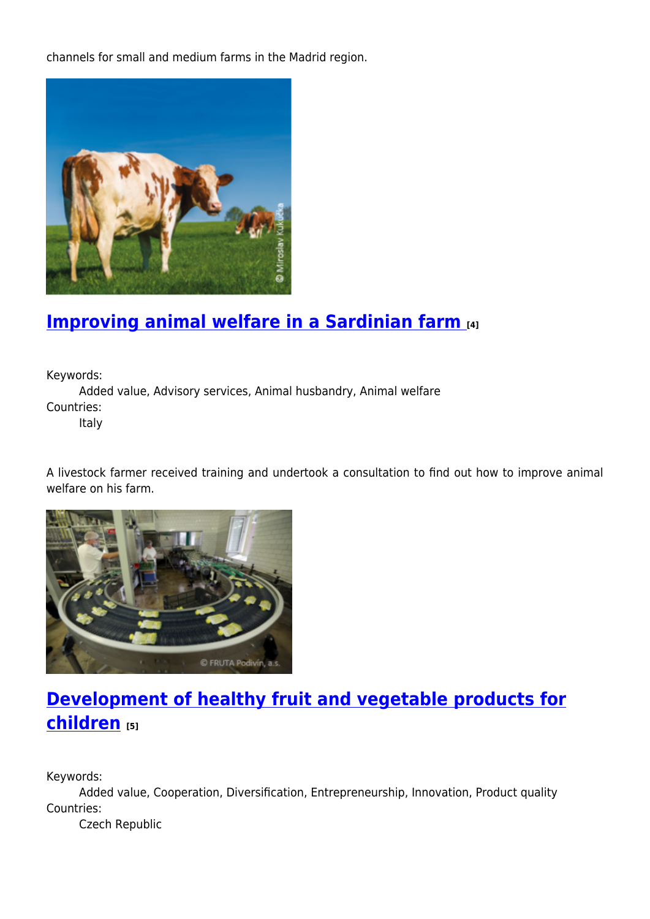channels for small and medium farms in the Madrid region.

## Improving animal welfare in a Sardinian farm [4]

Keywords:
Added value, Advisory services, Animal husbandry, Animal welfare

Countries:
Italy

A livestock farmer received training and undertook a consultation to find out how to improve animal welfare on his farm.

## Development of healthy fruit and vegetable products for children [5]

Keywords:
Added value, Cooperation, Diversification, Entrepreneurship, Innovation, Product quality

Countries:
Czech Republic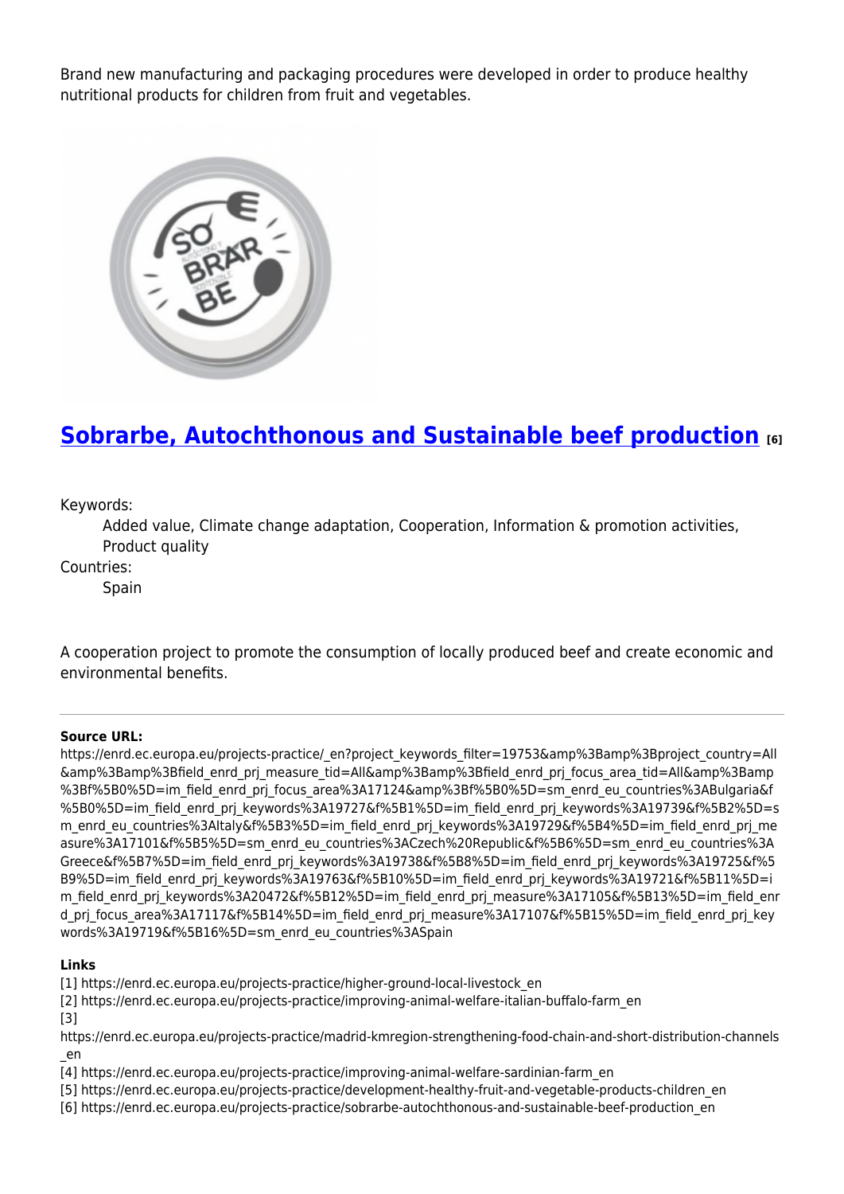Brand new manufacturing and packaging procedures were developed in order to produce healthy nutritional products for children from fruit and vegetables.

## [Sobrarbe, Autochthonous and Sustainable beef production](https://enrd.ec.europa.eu/projects-practice/sobrarbe-autochthonous-and-sustainable-beef-production_en) [6]

Keywords:

Added value, Climate change adaptation, Cooperation, Information & promotion activities, Product quality

Countries:

Spain

A cooperation project to promote the consumption of locally produced beef and create economic and environmental benefits.

---

**Source URL:**
https://enrd.ec.europa.eu/projects-practice/_en?project_keywords_filter=19753&amp%3Bamp%3Bproject_country=All&amp%3Bamp%3Bfield_enrd_prj_measure_tid=All&amp%3Bamp%3Bfield_enrd_prj_focus_area_tid=All&amp%3Bamp%3Bf%5B0%5D=im_field_enrd_prj_focus_area%3A17124&amp%3Bf%5B0%5D=sm_enrd_eu_countries%3ABulgaria&f%5B0%5D=im_field_enrd_prj_keywords%3A19727&f%5B1%5D=im_field_enrd_prj_keywords%3A19739&f%5B2%5D=sm_enrd_eu_countries%3AItaly&f%5B3%5D=im_field_enrd_prj_keywords%3A19729&f%5B4%5D=im_field_enrd_prj_measure%3A17101&f%5B5%5D=sm_enrd_eu_countries%3ACzech%20Republic&f%5B6%5D=sm_enrd_eu_countries%3AGreece&f%5B7%5D=im_field_enrd_prj_keywords%3A19738&f%5B8%5D=im_field_enrd_prj_keywords%3A19725&f%5B9%5D=im_field_enrd_prj_keywords%3A19763&f%5B10%5D=im_field_enrd_prj_keywords%3A19721&f%5B11%5D=im_field_enrd_prj_keywords%3A20472&f%5B12%5D=im_field_enrd_prj_measure%3A17105&f%5B13%5D=im_field_enrd_prj_focus_area%3A17117&f%5B14%5D=im_field_enrd_prj_measure%3A17107&f%5B15%5D=im_field_enrd_prj_keywords%3A19719&f%5B16%5D=sm_enrd_eu_countries%3ASpain

**Links**

[1] https://enrd.ec.europa.eu/projects-practice/higher-ground-local-livestock_en
[2] https://enrd.ec.europa.eu/projects-practice/improving-animal-welfare-italian-buffalo-farm_en
[3] https://enrd.ec.europa.eu/projects-practice/madrid-kmregion-strengthening-food-chain-and-short-distribution-channels_en
[4] https://enrd.ec.europa.eu/projects-practice/improving-animal-welfare-sardinian-farm_en
[5] https://enrd.ec.europa.eu/projects-practice/development-healthy-fruit-and-vegetable-products-children_en
[6] https://enrd.ec.europa.eu/projects-practice/sobrarbe-autochthonous-and-sustainable-beef-production_en